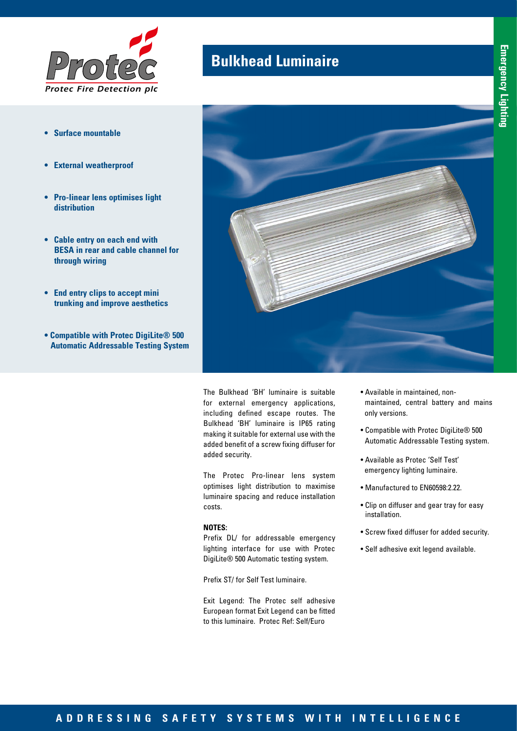Protec Fire Detection plc

# Bulkhead Luminaire

Emergency Lighting

- **Surface mountable**
- **External weatherproof**
- **Pro-linear lens optimises light distribution**
- **Cable entry on each end with BESA in rear and cable channel for through wiring**
- **End entry clips to accept mini trunking and improve aesthetics**
- **Compatible with Protec DigiLite® 500 Automatic Addressable Testing System**

The Bulkhead 'BH' luminaire is suitable for external emergency applications, including defined escape routes. The Bulkhead 'BH' luminaire is IP65 rating making it suitable for external use with the added benefit of a screw fixing diffuser for added security.

The Protec Pro-linear lens system optimises light distribution to maximise luminaire spacing and reduce installation costs.

**NOTES:**

Prefix DL/ for addressable emergency lighting interface for use with Protec DigiLite® 500 Automatic testing system.

Prefix ST/ for Self Test luminaire.

Exit Legend: The Protec self adhesive European format Exit Legend can be fitted to this luminaire. Protec Ref: Self/Euro

- Available in maintained, non-maintained, central battery and mains only versions.
- Compatible with Protec DigiLite® 500 Automatic Addressable Testing system.
- Available as Protec 'Self Test' emergency lighting luminaire.
- Manufactured to EN60598:2.22.
- Clip on diffuser and gear tray for easy installation.
- Screw fixed diffuser for added security.
- Self adhesive exit legend available.

ADDRESSING SAFETY SYSTEMS WITH INTELLIGENCE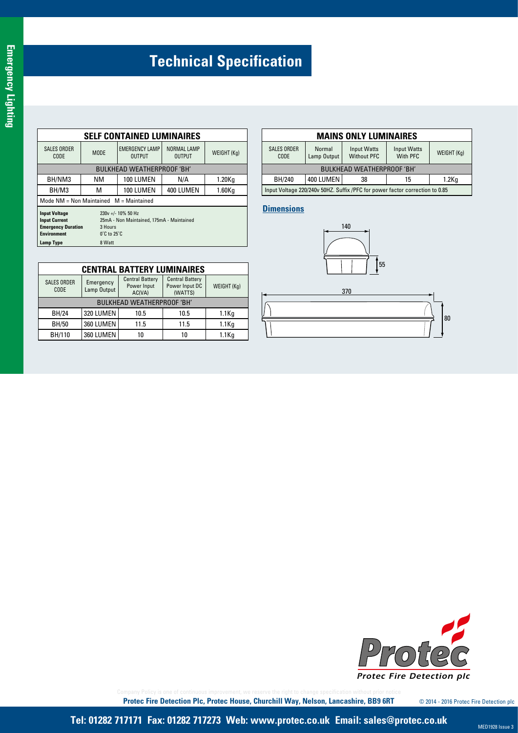# Technical Specification

| SELF CONTAINED LUMINAIRES | | | | |
|---|---|---|---|---|
| SALES ORDER CODE | MODE | EMERGENCY LAMP OUTPUT | NORMAL LAMP OUTPUT | WEIGHT (Kg) |
| BULKHEAD WEATHERPROOF 'BH' | | | | |
| BH/NM3 | NM | 100 LUMEN | N/A | 1.20Kg |
| BH/M3 | M | 100 LUMEN | 400 LUMEN | 1.60Kg |

Mode NM = Non Maintained M = Maintained

| | |
|---|---|
| **Input Voltage** | 230v +/- 10% 50 Hz |
| **Input Current** | 25mA - Non Maintained, 175mA - Maintained |
| **Emergency Duration** | 3 Hours |
| **Environment** | 0˚C to 25˚C |
| **Lamp Type** | 8 Watt |

| CENTRAL BATTERY LUMINAIRES | | | | |
|---|---|---|---|---|
| SALES ORDER CODE | Emergency Lamp Output | Central Battery Power Input AC(VA) | Central Battery Power Input DC (WATTS) | WEIGHT (Kg) |
| BULKHEAD WEATHERPROOF 'BH' | | | | |
| BH/24 | 320 LUMEN | 10.5 | 10.5 | 1.1Kg |
| BH/50 | 360 LUMEN | 11.5 | 11.5 | 1.1Kg |
| BH/110 | 360 LUMEN | 10 | 10 | 1.1Kg |

| MAINS ONLY LUMINAIRES | | | | |
|---|---|---|---|---|
| SALES ORDER CODE | Normal Lamp Output | Input Watts Without PFC | Input Watts With PFC | WEIGHT (Kg) |
| BULKHEAD WEATHERPROOF 'BH' | | | | |
| BH/240 | 400 LUMEN | 38 | 15 | 1.2Kg |

Input Voltage 220/240v 50HZ. Suffix /PFC for power factor correction to 0.85

## Dimensions

140

55

370

80

Company Policy is one of continuous improvement, we reserve the right to change specification without prior notice

**Protec Fire Detection Plc, Protec House, Churchill Way, Nelson, Lancashire, BB9 6RT**

© 2014 - 2016 Protec Fire Detection plc

**Tel: 01282 717171 Fax: 01282 717273 Web: www.protec.co.uk Email: sales@protec.co.uk**

MED1928 Issue 3